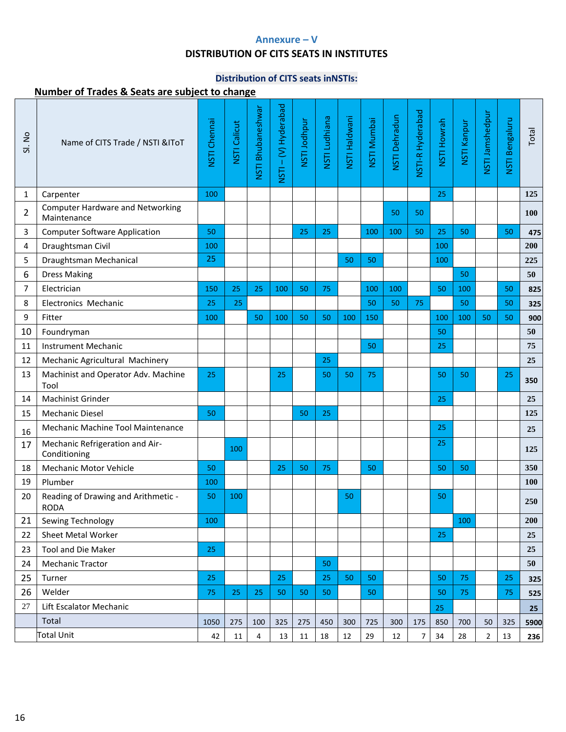## Annexure – V

## DISTRIBUTION OF CITS SEATS IN INSTITUTES

### Distribution of CITS seats inNSTIs:

**Number of Trades & Seats are subject to change**

| Sl. No | Name of CITS Trade / NSTI &IToT | NSTI Chennai | NSTI Calicut | NSTI Bhubaneshwar | NSTI – (V) Hyderabad | NSTI Jodhpur | NSTI Ludhiana | NSTI Haldwani | NSTI Mumbai | NSTI Dehradun | NSTI-R Hyderabad | NSTI Howrah | NSTI Kanpur | NSTI Jamshedpur | NSTI Bengaluru | Total |
|---|---|---|---|---|---|---|---|---|---|---|---|---|---|---|---|---|
| 1 | Carpenter | 100 | | | | | | | | | | 25 | | | | **125** |
| 2 | Computer Hardware and Networking Maintenance | | | | | | | | | 50 | 50 | | | | | **100** |
| 3 | Computer Software Application | 50 | | | | 25 | 25 | | 100 | 100 | 50 | 25 | 50 | | 50 | **475** |
| 4 | Draughtsman Civil | 100 | | | | | | | | | | 100 | | | | **200** |
| 5 | Draughtsman Mechanical | 25 | | | | | | 50 | 50 | | | 100 | | | | **225** |
| 6 | Dress Making | | | | | | | | | | | | 50 | | | **50** |
| 7 | Electrician | 150 | 25 | 25 | 100 | 50 | 75 | | 100 | 100 | | 50 | 100 | | 50 | **825** |
| 8 | Electronics Mechanic | 25 | 25 | | | | | | 50 | 50 | 75 | | 50 | | 50 | **325** |
| 9 | Fitter | 100 | | 50 | 100 | 50 | 50 | 100 | 150 | | | 100 | 100 | 50 | 50 | **900** |
| 10 | Foundryman | | | | | | | | | | | 50 | | | | **50** |
| 11 | Instrument Mechanic | | | | | | | | 50 | | | 25 | | | | **75** |
| 12 | Mechanic Agricultural Machinery | | | | | | 25 | | | | | | | | | **25** |
| 13 | Machinist and Operator Adv. Machine Tool | 25 | | | 25 | | 50 | 50 | 75 | | | 50 | 50 | | 25 | **350** |
| 14 | Machinist Grinder | | | | | | | | | | | 25 | | | | **25** |
| 15 | Mechanic Diesel | 50 | | | | 50 | 25 | | | | | | | | | **125** |
| 16 | Mechanic Machine Tool Maintenance | | | | | | | | | | | 25 | | | | **25** |
| 17 | Mechanic Refrigeration and Air-Conditioning | | 100 | | | | | | | | | 25 | | | | **125** |
| 18 | Mechanic Motor Vehicle | 50 | | | 25 | 50 | 75 | | 50 | | | 50 | 50 | | | **350** |
| 19 | Plumber | 100 | | | | | | | | | | | | | | **100** |
| 20 | Reading of Drawing and Arithmetic - RODA | 50 | 100 | | | | | 50 | | | | 50 | | | | **250** |
| 21 | Sewing Technology | 100 | | | | | | | | | | | 100 | | | **200** |
| 22 | Sheet Metal Worker | | | | | | | | | | | 25 | | | | **25** |
| 23 | Tool and Die Maker | 25 | | | | | | | | | | | | | | **25** |
| 24 | Mechanic Tractor | | | | | | 50 | | | | | | | | | **50** |
| 25 | Turner | 25 | | | 25 | | 25 | 50 | 50 | | | 50 | 75 | | 25 | **325** |
| 26 | Welder | 75 | 25 | 25 | 50 | 50 | 50 | | 50 | | | 50 | 75 | | 75 | **525** |
| 27 | Lift Escalator Mechanic | | | | | | | | | | | 25 | | | | **25** |
| | Total | 1050 | 275 | 100 | 325 | 275 | 450 | 300 | 725 | 300 | 175 | 850 | 700 | 50 | 325 | **5900** |
| | Total Unit | 42 | 11 | 4 | 13 | 11 | 18 | 12 | 29 | 12 | 7 | 34 | 28 | 2 | 13 | **236** |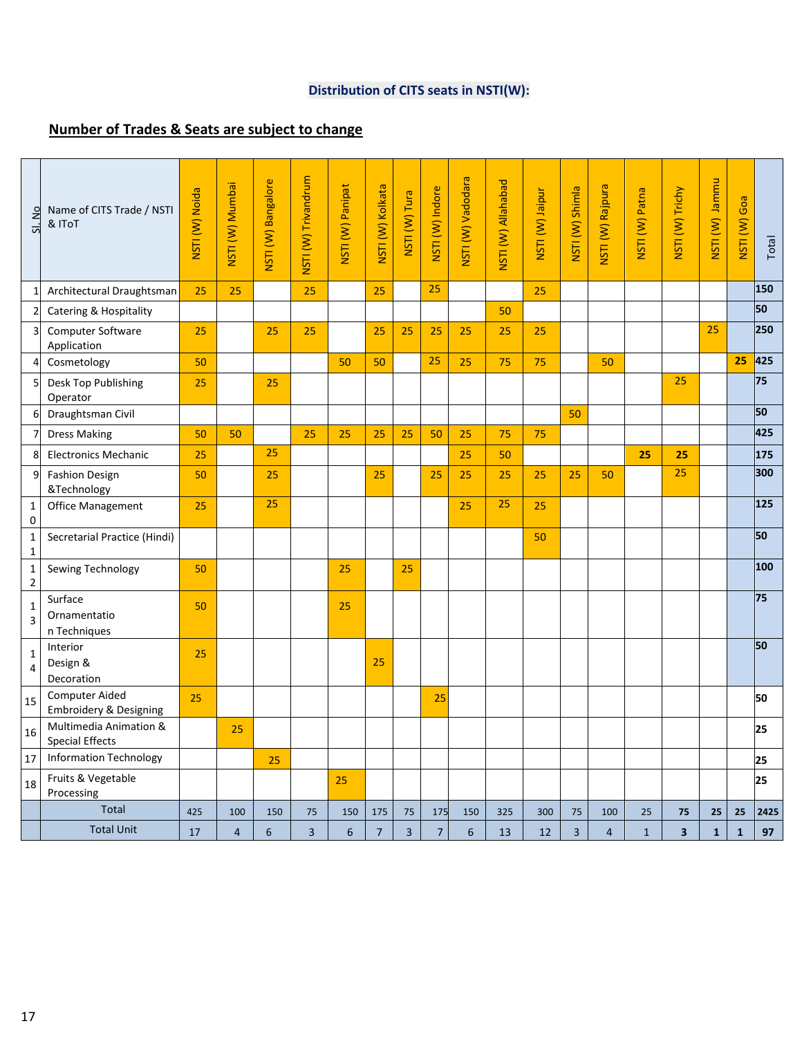**Distribution of CITS seats in NSTI(W):**

## Number of Trades & Seats are subject to change

| Sl. No | Name of CITS Trade / NSTI & IToT | NSTI (W) Noida | NSTI (W) Mumbai | NSTI (W) Bangalore | NSTI (W) Trivandrum | NSTI (W) Panipat | NSTI (W) Kolkata | NSTI (W) Tura | NSTI (W) Indore | NSTI (W) Vadodara | NSTI (W) Allahabad | NSTI (W) Jaipur | NSTI (W) Shimla | NSTI (W) Rajpura | NSTI (W) Patna | NSTI (W) Trichy | NSTI (W) Jammu | NSTI (W) Goa | Total |
|---|---|---|---|---|---|---|---|---|---|---|---|---|---|---|---|---|---|---|---|
| 1 | Architectural Draughtsman | 25 | 25 | | 25 | | 25 | | 25 | | | 25 | | | | | | | **150** |
| 2 | Catering & Hospitality | | | | | | | | | | 50 | | | | | | | | **50** |
| 3 | Computer Software Application | 25 | | 25 | 25 | | 25 | 25 | 25 | 25 | 25 | 25 | | | | | 25 | | **250** |
| 4 | Cosmetology | 50 | | | | 50 | 50 | | 25 | 25 | 75 | 75 | | 50 | | | | **25** | **425** |
| 5 | Desk Top Publishing Operator | 25 | | 25 | | | | | | | | | | | | 25 | | | **75** |
| 6 | Draughtsman Civil | | | | | | | | | | | | 50 | | | | | | **50** |
| 7 | Dress Making | 50 | 50 | | 25 | 25 | 25 | 25 | 50 | 25 | 75 | 75 | | | | | | | **425** |
| 8 | Electronics Mechanic | 25 | | 25 | | | | | | 25 | 50 | | | | **25** | **25** | | | **175** |
| 9 | Fashion Design &Technology | 50 | | 25 | | | 25 | | 25 | 25 | 25 | 25 | 25 | 50 | | 25 | | | **300** |
| 10 | Office Management | 25 | | 25 | | | | | | 25 | 25 | 25 | | | | | | | **125** |
| 11 | Secretarial Practice (Hindi) | | | | | | | | | | | 50 | | | | | | | **50** |
| 12 | Sewing Technology | 50 | | | | 25 | | 25 | | | | | | | | | | | **100** |
| 13 | Surface Ornamentation Techniques | 50 | | | | 25 | | | | | | | | | | | | | **75** |
| 14 | Interior Design & Decoration | 25 | | | | | 25 | | | | | | | | | | | | **50** |
| 15 | Computer Aided Embroidery & Designing | 25 | | | | | | | 25 | | | | | | | | | | **50** |
| 16 | Multimedia Animation & Special Effects | | 25 | | | | | | | | | | | | | | | | **25** |
| 17 | Information Technology | | | 25 | | | | | | | | | | | | | | | **25** |
| 18 | Fruits & Vegetable Processing | | | | | 25 | | | | | | | | | | | | | **25** |
| | Total | 425 | 100 | 150 | 75 | 150 | 175 | 75 | 175 | 150 | 325 | 300 | 75 | 100 | 25 | **75** | **25** | **25** | **2425** |
| | Total Unit | 17 | 4 | 6 | 3 | 6 | 7 | 3 | 7 | 6 | 13 | 12 | 3 | 4 | 1 | **3** | **1** | **1** | **97** |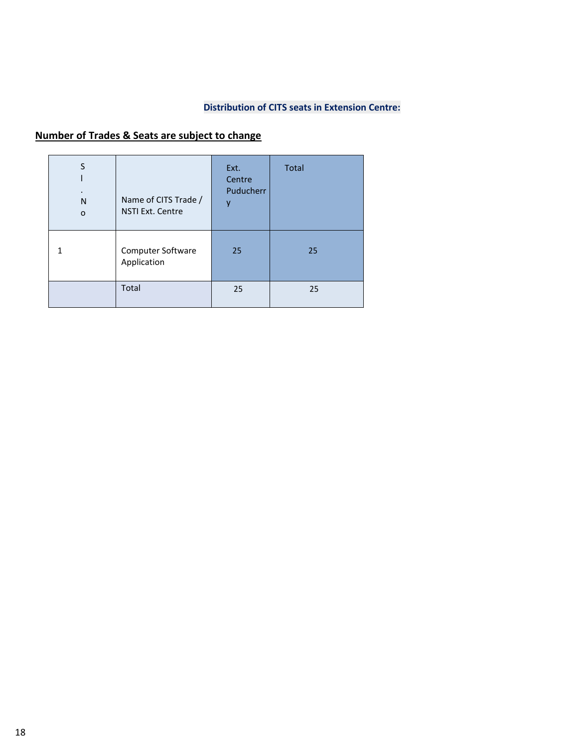**Distribution of CITS seats in Extension Centre:**

**Number of Trades & Seats are subject to change**

| Sl. No | Name of CITS Trade / NSTI Ext. Centre | Ext. Centre Puducherry | Total |
|---|---|---|---|
| 1 | Computer Software Application | 25 | 25 |
| | Total | 25 | 25 |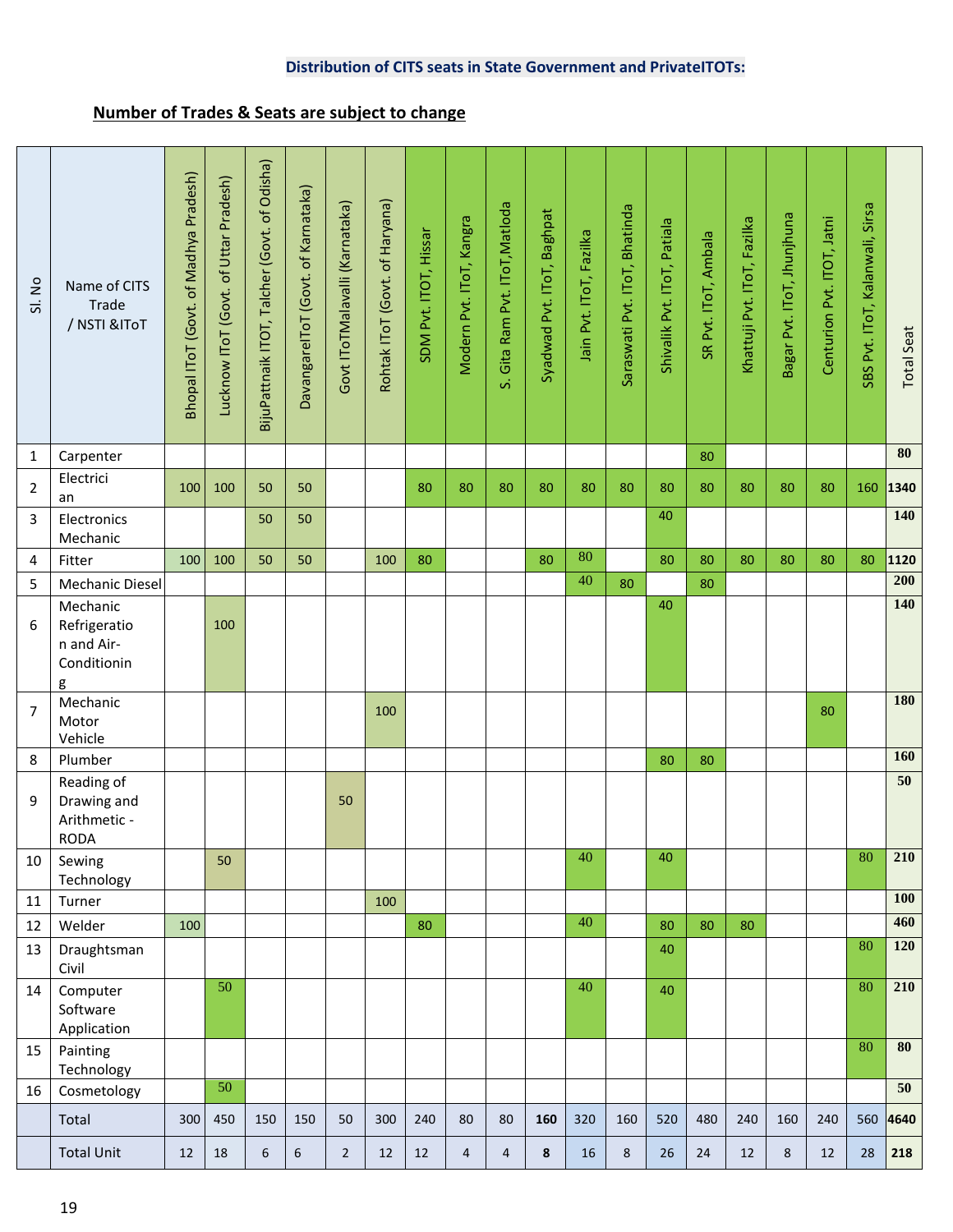**Distribution of CITS seats in State Government and PrivateITOTs:**

## Number of Trades & Seats are subject to change

| Sl. No | Name of CITS Trade / NSTI &IToT | Bhopal IToT (Govt. of Madhya Pradesh) | Lucknow IToT (Govt. of Uttar Pradesh) | BijuPattnaik ITOT, Talcher (Govt. of Odisha) | DavangareIToT (Govt. of Karnataka) | Govt IToTMalavalli (Karnataka) | Rohtak IToT (Govt. of Haryana) | SDM Pvt. ITOT, Hissar | Modern Pvt. IToT, Kangra | S. Gita Ram Pvt. IToT,Matloda | Syadwad Pvt. IToT, Baghpat | Jain Pvt. IToT, Fazilka | Saraswati Pvt. IToT, Bhatinda | Shivalik Pvt. IToT, Patiala | SR Pvt. IToT, Ambala | Khattuji Pvt. IToT, Fazilka | Bagar Pvt. IToT, Jhunjhuna | Centurion Pvt. ITOT, Jatni | SBS Pvt. IToT, Kalanwali, Sirsa | Total Seat |
|---|---|---|---|---|---|---|---|---|---|---|---|---|---|---|---|---|---|---|---|---|
| 1 | Carpenter | | | | | | | | | | | | | | 80 | | | | | **80** |
| 2 | Electrician | 100 | 100 | 50 | 50 | | | 80 | 80 | 80 | 80 | 80 | 80 | 80 | 80 | 80 | 80 | 80 | 160 | **1340** |
| 3 | Electronics Mechanic | | | 50 | 50 | | | | | | | | | 40 | | | | | | **140** |
| 4 | Fitter | 100 | 100 | 50 | 50 | | 100 | 80 | | | 80 | 80 | | 80 | 80 | 80 | 80 | 80 | 80 | **1120** |
| 5 | Mechanic Diesel | | | | | | | | | | | 40 | 80 | | 80 | | | | | **200** |
| 6 | Mechanic Refrigeration and Air-Conditioning | | 100 | | | | | | | | | | | 40 | | | | | | **140** |
| 7 | Mechanic Motor Vehicle | | | | | | 100 | | | | | | | | | | | 80 | | **180** |
| 8 | Plumber | | | | | | | | | | | | | 80 | 80 | | | | | **160** |
| 9 | Reading of Drawing and Arithmetic - RODA | | | | | 50 | | | | | | | | | | | | | | **50** |
| 10 | Sewing Technology | | 50 | | | | | | | | | 40 | | 40 | | | | | 80 | **210** |
| 11 | Turner | | | | | | 100 | | | | | | | | | | | | | **100** |
| 12 | Welder | 100 | | | | | | 80 | | | | 40 | | 80 | 80 | 80 | | | | **460** |
| 13 | Draughtsman Civil | | | | | | | | | | | | | 40 | | | | | 80 | **120** |
| 14 | Computer Software Application | | 50 | | | | | | | | | 40 | | 40 | | | | | 80 | **210** |
| 15 | Painting Technology | | | | | | | | | | | | | | | | | | 80 | **80** |
| 16 | Cosmetology | | 50 | | | | | | | | | | | | | | | | | **50** |
| | Total | 300 | 450 | 150 | 150 | 50 | 300 | 240 | 80 | 80 | **160** | 320 | 160 | 520 | 480 | 240 | 160 | 240 | 560 | **4640** |
| | Total Unit | 12 | 18 | 6 | 6 | 2 | 12 | 12 | 4 | 4 | **8** | 16 | 8 | 26 | 24 | 12 | 8 | 12 | 28 | **218** |